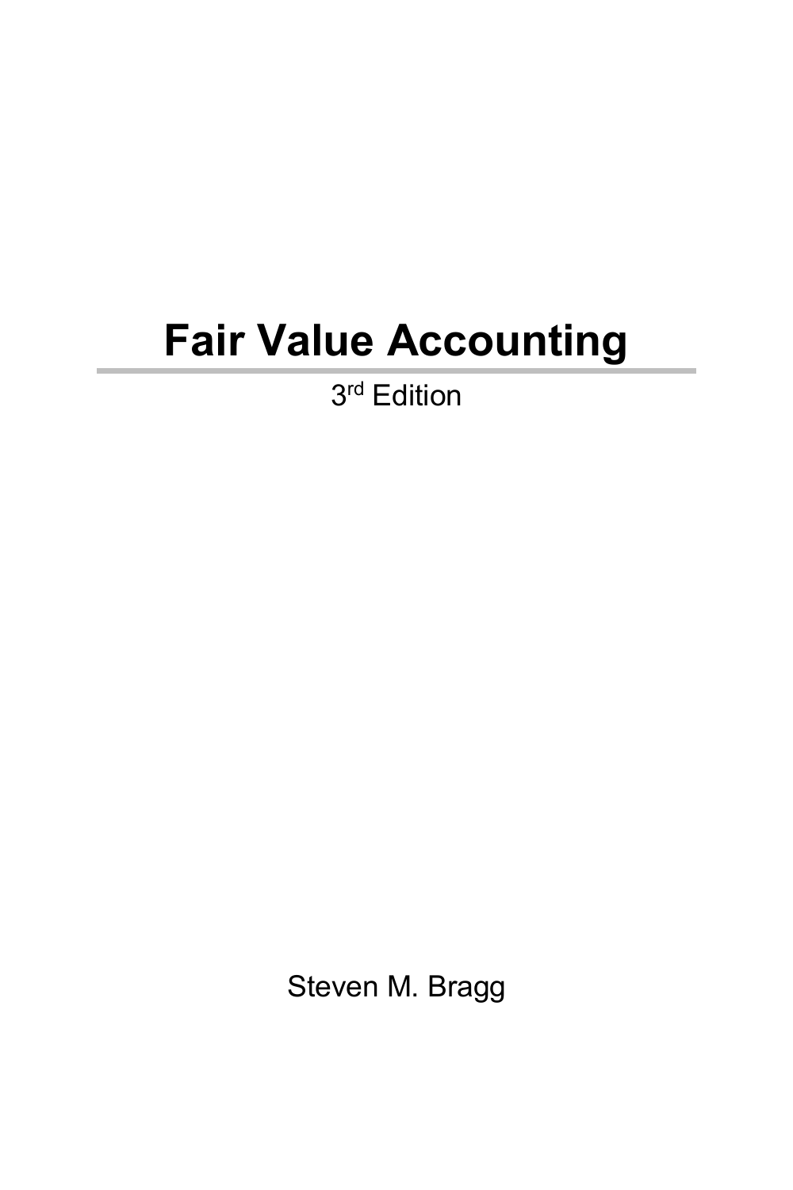# Fair Value Accounting

3rd Edition

Steven M. Bragg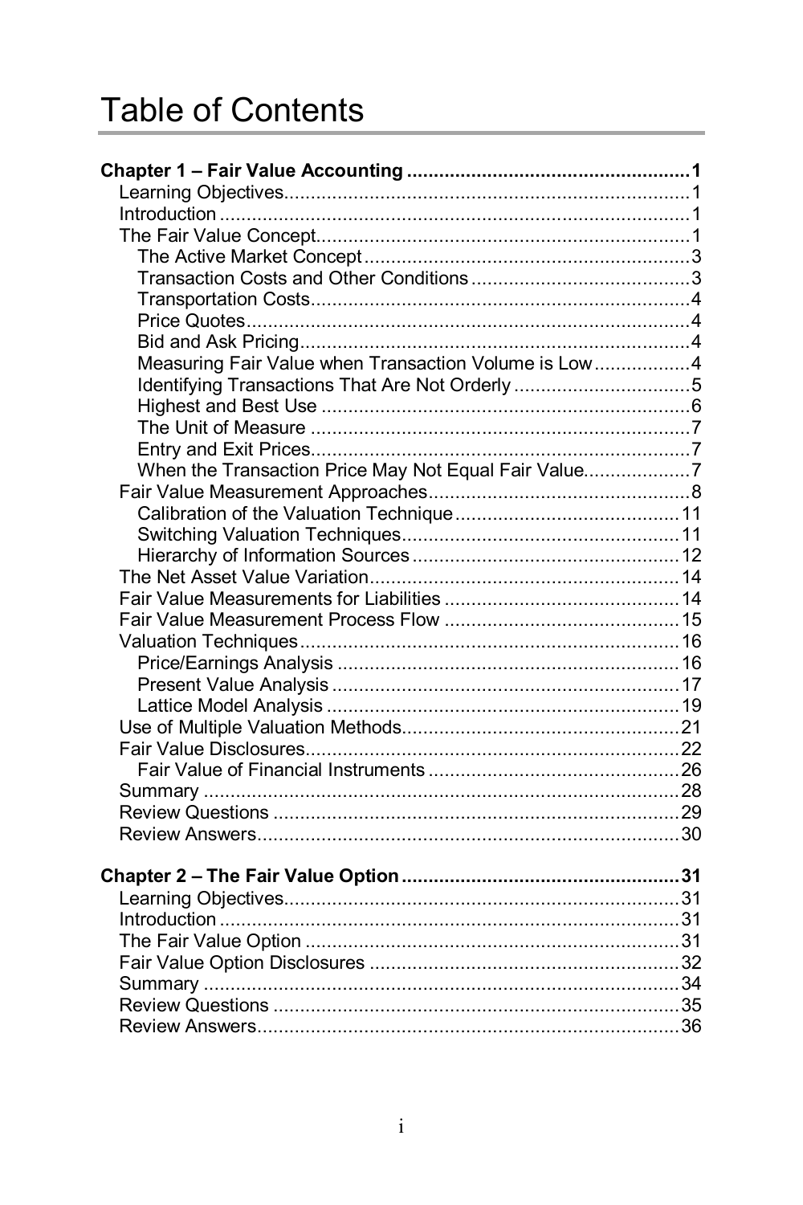# Table of Contents

| | |
|---|---|
| **Chapter 1 – Fair Value Accounting** | **1** |
| Learning Objectives | 1 |
| Introduction | 1 |
| The Fair Value Concept | 1 |
| The Active Market Concept | 3 |
| Transaction Costs and Other Conditions | 3 |
| Transportation Costs | 4 |
| Price Quotes | 4 |
| Bid and Ask Pricing | 4 |
| Measuring Fair Value when Transaction Volume is Low | 4 |
| Identifying Transactions That Are Not Orderly | 5 |
| Highest and Best Use | 6 |
| The Unit of Measure | 7 |
| Entry and Exit Prices | 7 |
| When the Transaction Price May Not Equal Fair Value | 7 |
| Fair Value Measurement Approaches | 8 |
| Calibration of the Valuation Technique | 11 |
| Switching Valuation Techniques | 11 |
| Hierarchy of Information Sources | 12 |
| The Net Asset Value Variation | 14 |
| Fair Value Measurements for Liabilities | 14 |
| Fair Value Measurement Process Flow | 15 |
| Valuation Techniques | 16 |
| Price/Earnings Analysis | 16 |
| Present Value Analysis | 17 |
| Lattice Model Analysis | 19 |
| Use of Multiple Valuation Methods | 21 |
| Fair Value Disclosures | 22 |
| Fair Value of Financial Instruments | 26 |
| Summary | 28 |
| Review Questions | 29 |
| Review Answers | 30 |
| **Chapter 2 – The Fair Value Option** | **31** |
| Learning Objectives | 31 |
| Introduction | 31 |
| The Fair Value Option | 31 |
| Fair Value Option Disclosures | 32 |
| Summary | 34 |
| Review Questions | 35 |
| Review Answers | 36 |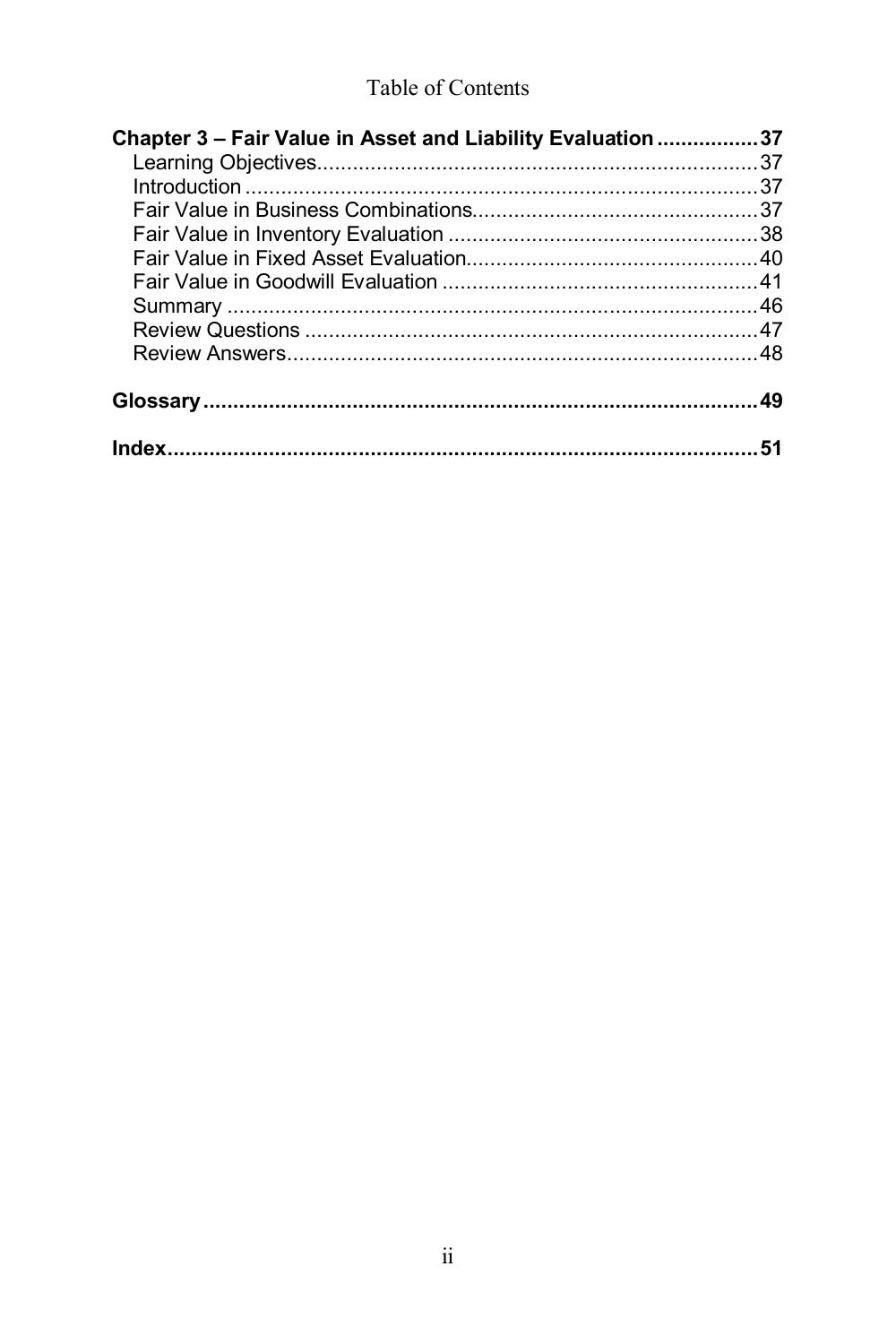Table of Contents

**Chapter 3 – Fair Value in Asset and Liability Evaluation ................ 37**
- Learning Objectives ........................................................................ 37
- Introduction ..................................................................................... 37
- Fair Value in Business Combinations ............................................. 37
- Fair Value in Inventory Evaluation ................................................. 38
- Fair Value in Fixed Asset Evaluation .............................................. 40
- Fair Value in Goodwill Evaluation .................................................. 41
- Summary ......................................................................................... 46
- Review Questions ........................................................................... 47
- Review Answers ............................................................................. 48

**Glossary ........................................................................................... 49**

**Index ................................................................................................ 51**